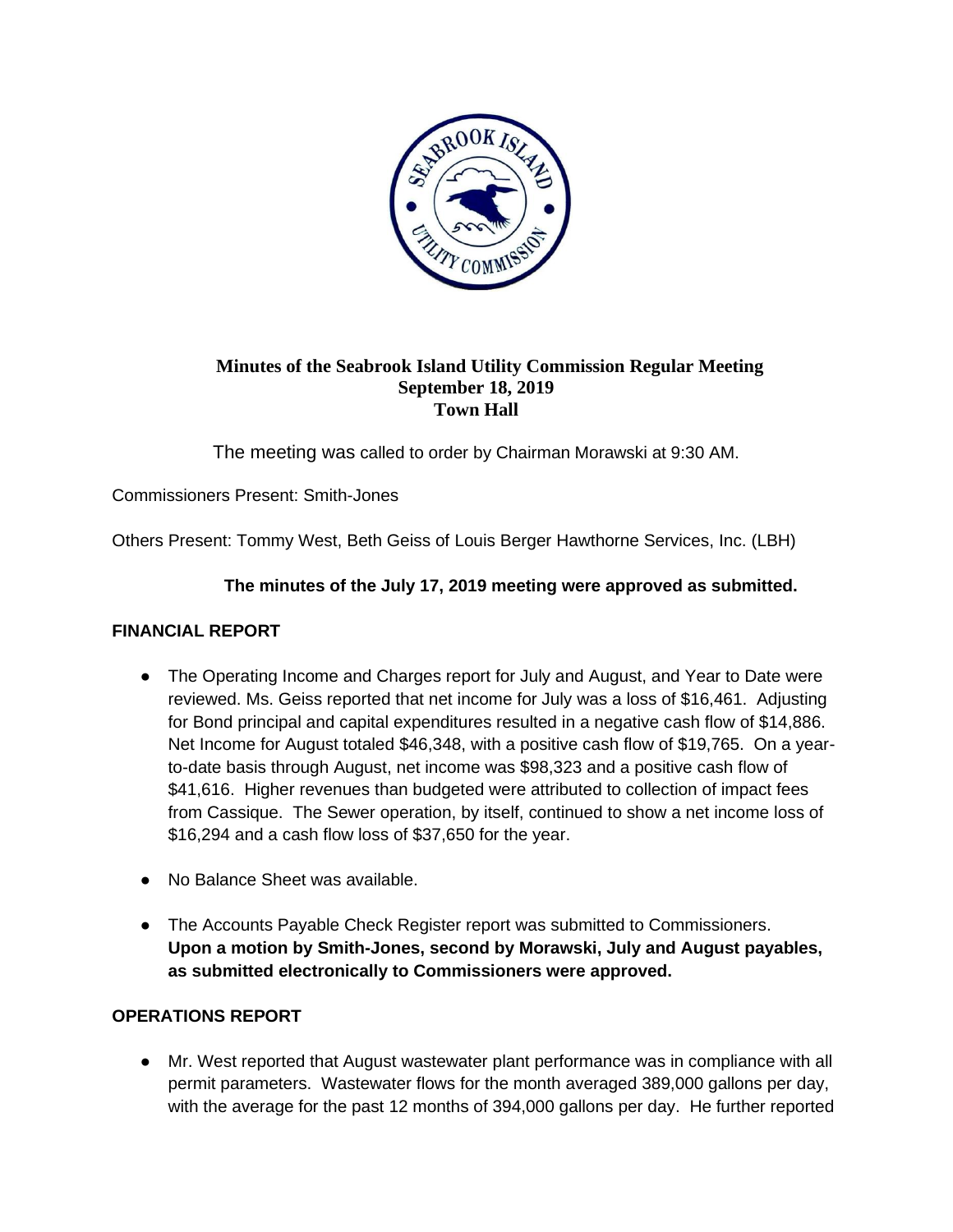**Minutes of the Seabrook Island Utility Commission Regular Meeting**
**September 18, 2019**
**Town Hall**

The meeting was called to order by Chairman Morawski at 9:30 AM.

Commissioners Present: Smith-Jones

Others Present: Tommy West, Beth Geiss of Louis Berger Hawthorne Services, Inc. (LBH)

**The minutes of the July 17, 2019 meeting were approved as submitted.**

## FINANCIAL REPORT

- The Operating Income and Charges report for July and August, and Year to Date were reviewed. Ms. Geiss reported that net income for July was a loss of $16,461. Adjusting for Bond principal and capital expenditures resulted in a negative cash flow of $14,886. Net Income for August totaled $46,348, with a positive cash flow of $19,765. On a year-to-date basis through August, net income was $98,323 and a positive cash flow of $41,616. Higher revenues than budgeted were attributed to collection of impact fees from Cassique. The Sewer operation, by itself, continued to show a net income loss of $16,294 and a cash flow loss of $37,650 for the year.
- No Balance Sheet was available.
- The Accounts Payable Check Register report was submitted to Commissioners. **Upon a motion by Smith-Jones, second by Morawski, July and August payables, as submitted electronically to Commissioners were approved.**

## OPERATIONS REPORT

- Mr. West reported that August wastewater plant performance was in compliance with all permit parameters. Wastewater flows for the month averaged 389,000 gallons per day, with the average for the past 12 months of 394,000 gallons per day. He further reported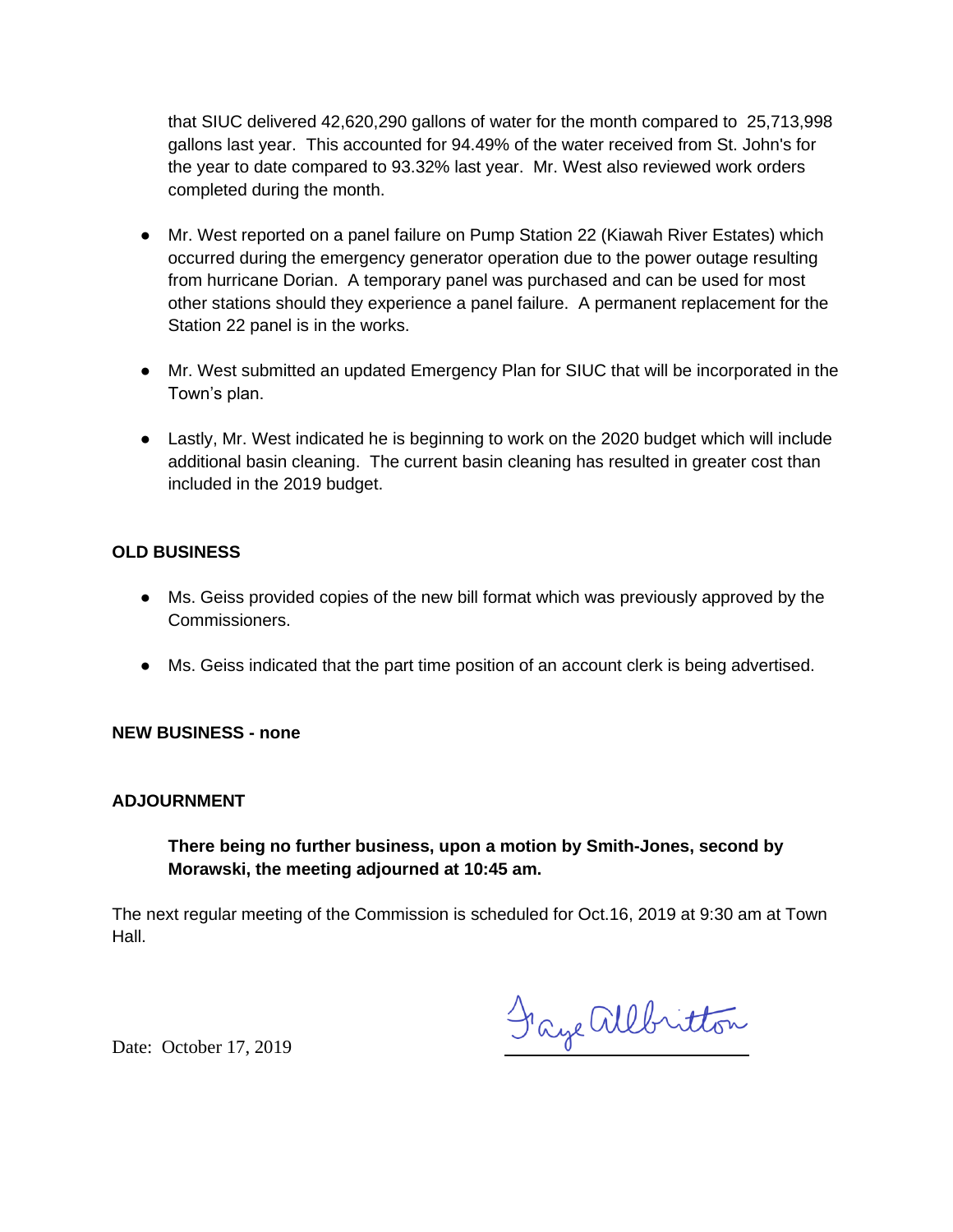that SIUC delivered 42,620,290 gallons of water for the month compared to 25,713,998 gallons last year. This accounted for 94.49% of the water received from St. John's for the year to date compared to 93.32% last year. Mr. West also reviewed work orders completed during the month.

- Mr. West reported on a panel failure on Pump Station 22 (Kiawah River Estates) which occurred during the emergency generator operation due to the power outage resulting from hurricane Dorian. A temporary panel was purchased and can be used for most other stations should they experience a panel failure. A permanent replacement for the Station 22 panel is in the works.

- Mr. West submitted an updated Emergency Plan for SIUC that will be incorporated in the Town's plan.

- Lastly, Mr. West indicated he is beginning to work on the 2020 budget which will include additional basin cleaning. The current basin cleaning has resulted in greater cost than included in the 2019 budget.

**OLD BUSINESS**

- Ms. Geiss provided copies of the new bill format which was previously approved by the Commissioners.

- Ms. Geiss indicated that the part time position of an account clerk is being advertised.

**NEW BUSINESS - none**

**ADJOURNMENT**

**There being no further business, upon a motion by Smith-Jones, second by Morawski, the meeting adjourned at 10:45 am.**

The next regular meeting of the Commission is scheduled for Oct.16, 2019 at 9:30 am at Town Hall.

Date: October 17, 2019

Faye Allbritton